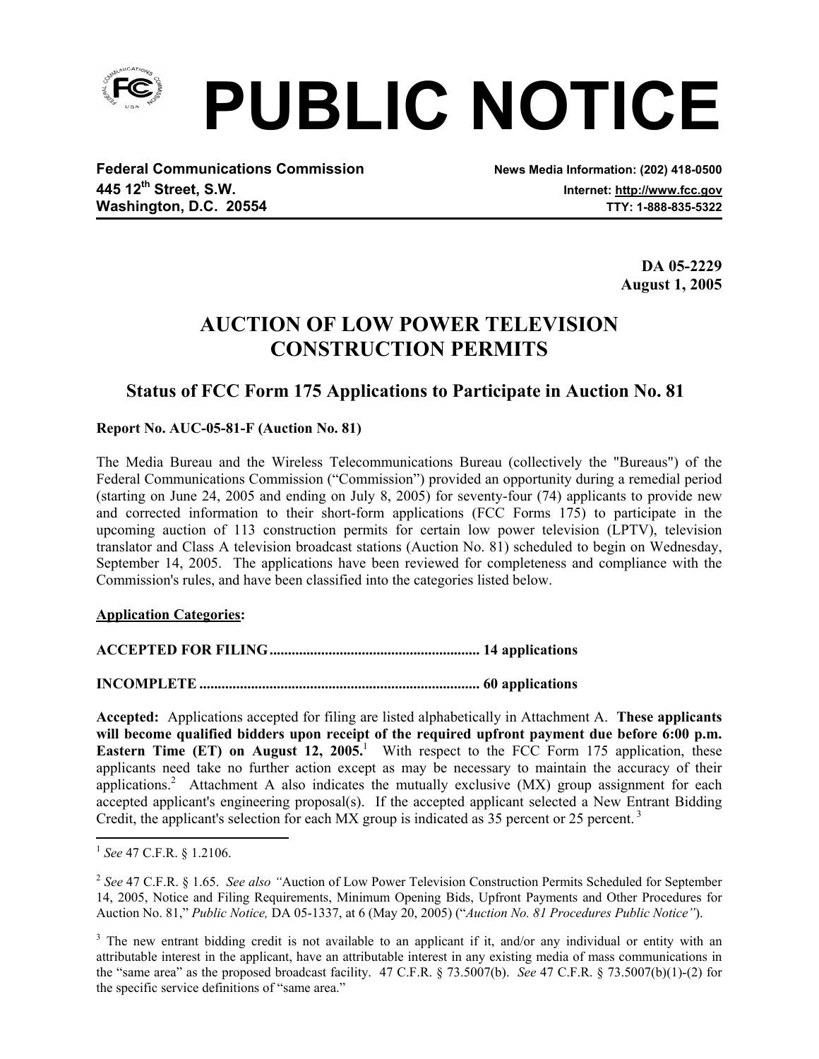# PUBLIC NOTICE

**Federal Communications Commission**
**445 12th Street, S.W.**
**Washington, D.C. 20554**

**News Media Information: (202) 418-0500**
**Internet: http://www.fcc.gov**
**TTY: 1-888-835-5322**

**DA 05-2229**
**August 1, 2005**

## AUCTION OF LOW POWER TELEVISION CONSTRUCTION PERMITS

### Status of FCC Form 175 Applications to Participate in Auction No. 81

**Report No. AUC-05-81-F (Auction No. 81)**

The Media Bureau and the Wireless Telecommunications Bureau (collectively the "Bureaus") of the Federal Communications Commission ("Commission") provided an opportunity during a remedial period (starting on June 24, 2005 and ending on July 8, 2005) for seventy-four (74) applicants to provide new and corrected information to their short-form applications (FCC Forms 175) to participate in the upcoming auction of 113 construction permits for certain low power television (LPTV), television translator and Class A television broadcast stations (Auction No. 81) scheduled to begin on Wednesday, September 14, 2005. The applications have been reviewed for completeness and compliance with the Commission's rules, and have been classified into the categories listed below.

**Application Categories:**

**ACCEPTED FOR FILING......................................................... 14 applications**

**INCOMPLETE .......................................................................... 60 applications**

**Accepted:** Applications accepted for filing are listed alphabetically in Attachment A. **These applicants will become qualified bidders upon receipt of the required upfront payment due before 6:00 p.m. Eastern Time (ET) on August 12, 2005.**[1] With respect to the FCC Form 175 application, these applicants need take no further action except as may be necessary to maintain the accuracy of their applications.[2] Attachment A also indicates the mutually exclusive (MX) group assignment for each accepted applicant's engineering proposal(s). If the accepted applicant selected a New Entrant Bidding Credit, the applicant's selection for each MX group is indicated as 35 percent or 25 percent.[3]

---

[1] *See* 47 C.F.R. § 1.2106.

[2] *See* 47 C.F.R. § 1.65. *See also "*Auction of Low Power Television Construction Permits Scheduled for September 14, 2005, Notice and Filing Requirements, Minimum Opening Bids, Upfront Payments and Other Procedures for Auction No. 81," *Public Notice,* DA 05-1337, at 6 (May 20, 2005) ("*Auction No. 81 Procedures Public Notice"*).

[3] The new entrant bidding credit is not available to an applicant if it, and/or any individual or entity with an attributable interest in the applicant, have an attributable interest in any existing media of mass communications in the "same area" as the proposed broadcast facility. 47 C.F.R. § 73.5007(b). *See* 47 C.F.R. § 73.5007(b)(1)-(2) for the specific service definitions of "same area."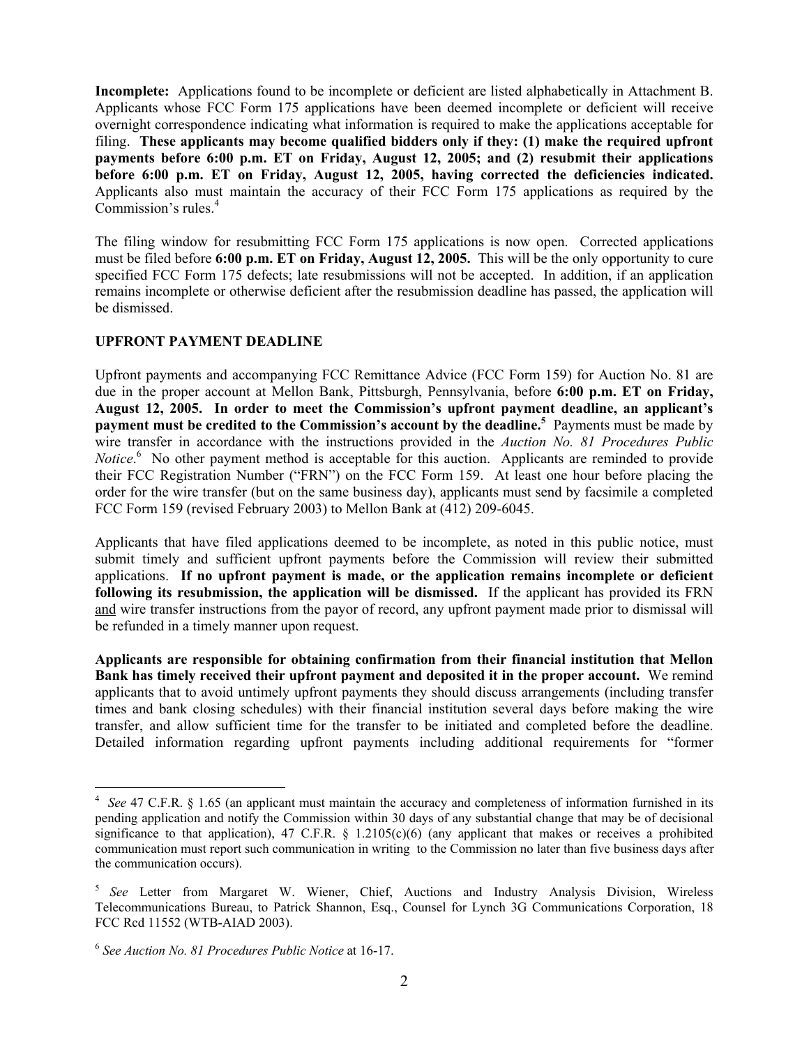**Incomplete:** Applications found to be incomplete or deficient are listed alphabetically in Attachment B. Applicants whose FCC Form 175 applications have been deemed incomplete or deficient will receive overnight correspondence indicating what information is required to make the applications acceptable for filing. **These applicants may become qualified bidders only if they: (1) make the required upfront payments before 6:00 p.m. ET on Friday, August 12, 2005; and (2) resubmit their applications before 6:00 p.m. ET on Friday, August 12, 2005, having corrected the deficiencies indicated.** Applicants also must maintain the accuracy of their FCC Form 175 applications as required by the Commission's rules.[4]

The filing window for resubmitting FCC Form 175 applications is now open. Corrected applications must be filed before **6:00 p.m. ET on Friday, August 12, 2005.** This will be the only opportunity to cure specified FCC Form 175 defects; late resubmissions will not be accepted. In addition, if an application remains incomplete or otherwise deficient after the resubmission deadline has passed, the application will be dismissed.

**UPFRONT PAYMENT DEADLINE**

Upfront payments and accompanying FCC Remittance Advice (FCC Form 159) for Auction No. 81 are due in the proper account at Mellon Bank, Pittsburgh, Pennsylvania, before **6:00 p.m. ET on Friday, August 12, 2005. In order to meet the Commission's upfront payment deadline, an applicant's payment must be credited to the Commission's account by the deadline.**[5] Payments must be made by wire transfer in accordance with the instructions provided in the *Auction No. 81 Procedures Public Notice*.[6] No other payment method is acceptable for this auction. Applicants are reminded to provide their FCC Registration Number ("FRN") on the FCC Form 159. At least one hour before placing the order for the wire transfer (but on the same business day), applicants must send by facsimile a completed FCC Form 159 (revised February 2003) to Mellon Bank at (412) 209-6045.

Applicants that have filed applications deemed to be incomplete, as noted in this public notice, must submit timely and sufficient upfront payments before the Commission will review their submitted applications. **If no upfront payment is made, or the application remains incomplete or deficient following its resubmission, the application will be dismissed.** If the applicant has provided its FRN and wire transfer instructions from the payor of record, any upfront payment made prior to dismissal will be refunded in a timely manner upon request.

**Applicants are responsible for obtaining confirmation from their financial institution that Mellon Bank has timely received their upfront payment and deposited it in the proper account.** We remind applicants that to avoid untimely upfront payments they should discuss arrangements (including transfer times and bank closing schedules) with their financial institution several days before making the wire transfer, and allow sufficient time for the transfer to be initiated and completed before the deadline. Detailed information regarding upfront payments including additional requirements for "former

---

[4] *See* 47 C.F.R. § 1.65 (an applicant must maintain the accuracy and completeness of information furnished in its pending application and notify the Commission within 30 days of any substantial change that may be of decisional significance to that application), 47 C.F.R. § 1.2105(c)(6) (any applicant that makes or receives a prohibited communication must report such communication in writing to the Commission no later than five business days after the communication occurs).

[5] *See* Letter from Margaret W. Wiener, Chief, Auctions and Industry Analysis Division, Wireless Telecommunications Bureau, to Patrick Shannon, Esq., Counsel for Lynch 3G Communications Corporation, 18 FCC Rcd 11552 (WTB-AIAD 2003).

[6] *See Auction No. 81 Procedures Public Notice* at 16-17.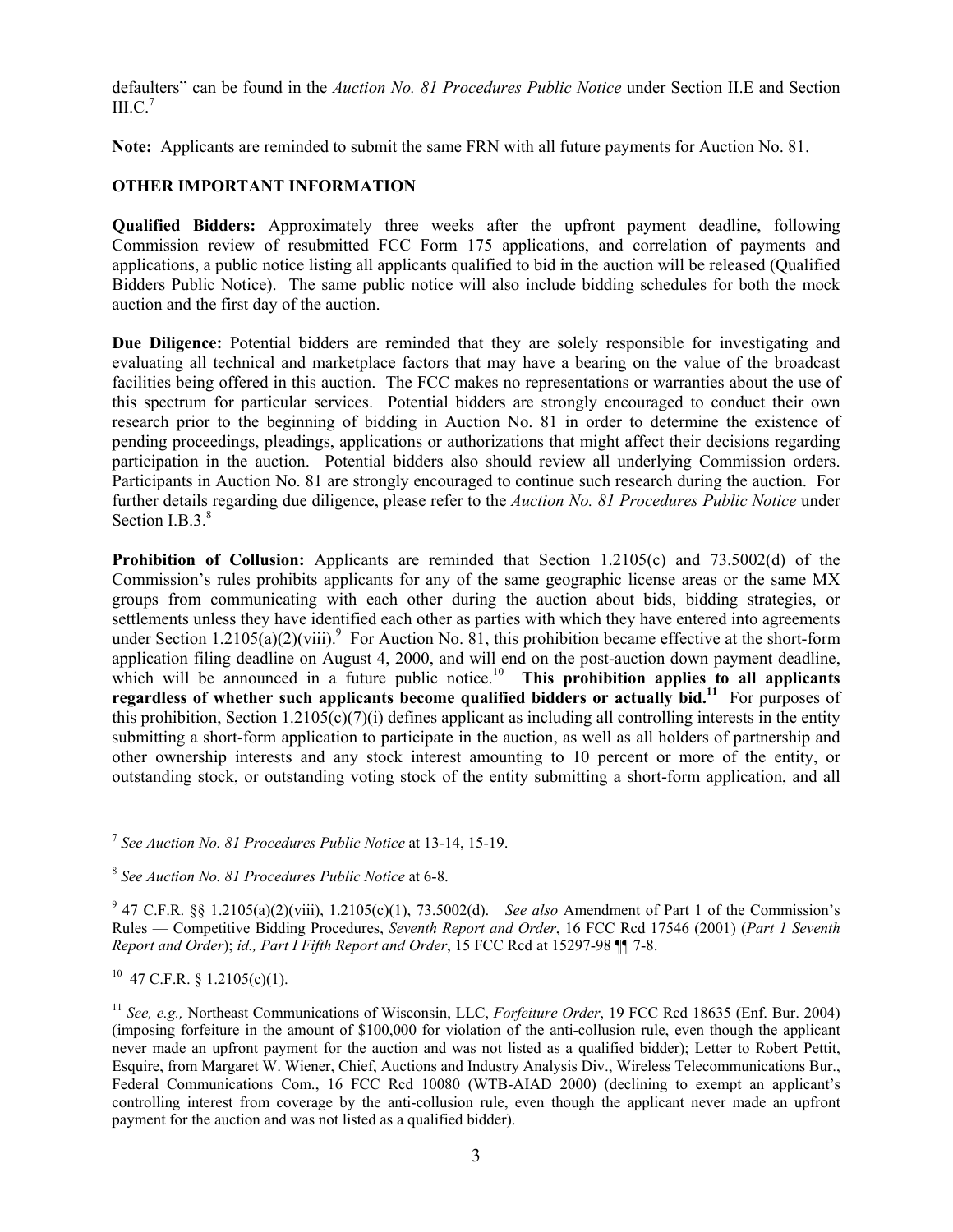defaulters" can be found in the *Auction No. 81 Procedures Public Notice* under Section II.E and Section III.C.[7]

**Note:** Applicants are reminded to submit the same FRN with all future payments for Auction No. 81.

**OTHER IMPORTANT INFORMATION**

**Qualified Bidders:** Approximately three weeks after the upfront payment deadline, following Commission review of resubmitted FCC Form 175 applications, and correlation of payments and applications, a public notice listing all applicants qualified to bid in the auction will be released (Qualified Bidders Public Notice). The same public notice will also include bidding schedules for both the mock auction and the first day of the auction.

**Due Diligence:** Potential bidders are reminded that they are solely responsible for investigating and evaluating all technical and marketplace factors that may have a bearing on the value of the broadcast facilities being offered in this auction. The FCC makes no representations or warranties about the use of this spectrum for particular services. Potential bidders are strongly encouraged to conduct their own research prior to the beginning of bidding in Auction No. 81 in order to determine the existence of pending proceedings, pleadings, applications or authorizations that might affect their decisions regarding participation in the auction. Potential bidders also should review all underlying Commission orders. Participants in Auction No. 81 are strongly encouraged to continue such research during the auction. For further details regarding due diligence, please refer to the *Auction No. 81 Procedures Public Notice* under Section I.B.3.[8]

**Prohibition of Collusion:** Applicants are reminded that Section 1.2105(c) and 73.5002(d) of the Commission's rules prohibits applicants for any of the same geographic license areas or the same MX groups from communicating with each other during the auction about bids, bidding strategies, or settlements unless they have identified each other as parties with which they have entered into agreements under Section 1.2105(a)(2)(viii).[9] For Auction No. 81, this prohibition became effective at the short-form application filing deadline on August 4, 2000, and will end on the post-auction down payment deadline, which will be announced in a future public notice.[10] **This prohibition applies to all applicants regardless of whether such applicants become qualified bidders or actually bid.[11]** For purposes of this prohibition, Section 1.2105(c)(7)(i) defines applicant as including all controlling interests in the entity submitting a short-form application to participate in the auction, as well as all holders of partnership and other ownership interests and any stock interest amounting to 10 percent or more of the entity, or outstanding stock, or outstanding voting stock of the entity submitting a short-form application, and all

---

[7] *See Auction No. 81 Procedures Public Notice* at 13-14, 15-19.

[8] *See Auction No. 81 Procedures Public Notice* at 6-8.

[9] 47 C.F.R. §§ 1.2105(a)(2)(viii), 1.2105(c)(1), 73.5002(d). *See also* Amendment of Part 1 of the Commission's Rules — Competitive Bidding Procedures, *Seventh Report and Order*, 16 FCC Rcd 17546 (2001) (*Part 1 Seventh Report and Order*); *id., Part I Fifth Report and Order*, 15 FCC Rcd at 15297-98 ¶¶ 7-8.

[10] 47 C.F.R. § 1.2105(c)(1).

[11] *See, e.g.,* Northeast Communications of Wisconsin, LLC, *Forfeiture Order*, 19 FCC Rcd 18635 (Enf. Bur. 2004) (imposing forfeiture in the amount of $100,000 for violation of the anti-collusion rule, even though the applicant never made an upfront payment for the auction and was not listed as a qualified bidder); Letter to Robert Pettit, Esquire, from Margaret W. Wiener, Chief, Auctions and Industry Analysis Div., Wireless Telecommunications Bur., Federal Communications Com., 16 FCC Rcd 10080 (WTB-AIAD 2000) (declining to exempt an applicant's controlling interest from coverage by the anti-collusion rule, even though the applicant never made an upfront payment for the auction and was not listed as a qualified bidder).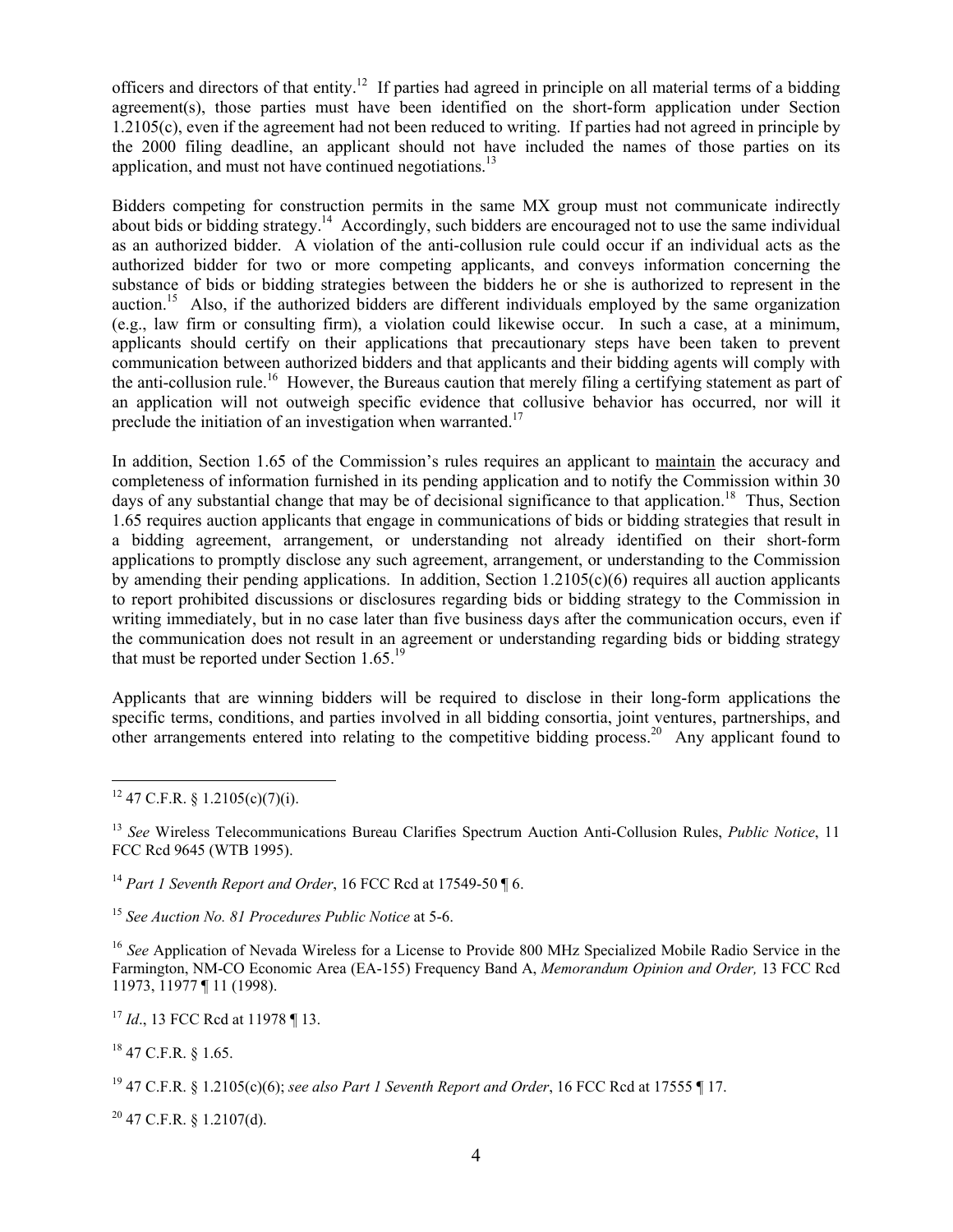officers and directors of that entity.[12] If parties had agreed in principle on all material terms of a bidding agreement(s), those parties must have been identified on the short-form application under Section 1.2105(c), even if the agreement had not been reduced to writing. If parties had not agreed in principle by the 2000 filing deadline, an applicant should not have included the names of those parties on its application, and must not have continued negotiations.[13]

Bidders competing for construction permits in the same MX group must not communicate indirectly about bids or bidding strategy.[14] Accordingly, such bidders are encouraged not to use the same individual as an authorized bidder. A violation of the anti-collusion rule could occur if an individual acts as the authorized bidder for two or more competing applicants, and conveys information concerning the substance of bids or bidding strategies between the bidders he or she is authorized to represent in the auction.[15] Also, if the authorized bidders are different individuals employed by the same organization (e.g., law firm or consulting firm), a violation could likewise occur. In such a case, at a minimum, applicants should certify on their applications that precautionary steps have been taken to prevent communication between authorized bidders and that applicants and their bidding agents will comply with the anti-collusion rule.[16] However, the Bureaus caution that merely filing a certifying statement as part of an application will not outweigh specific evidence that collusive behavior has occurred, nor will it preclude the initiation of an investigation when warranted.[17]

In addition, Section 1.65 of the Commission's rules requires an applicant to <u>maintain</u> the accuracy and completeness of information furnished in its pending application and to notify the Commission within 30 days of any substantial change that may be of decisional significance to that application.[18] Thus, Section 1.65 requires auction applicants that engage in communications of bids or bidding strategies that result in a bidding agreement, arrangement, or understanding not already identified on their short-form applications to promptly disclose any such agreement, arrangement, or understanding to the Commission by amending their pending applications. In addition, Section 1.2105(c)(6) requires all auction applicants to report prohibited discussions or disclosures regarding bids or bidding strategy to the Commission in writing immediately, but in no case later than five business days after the communication occurs, even if the communication does not result in an agreement or understanding regarding bids or bidding strategy that must be reported under Section 1.65.[19]

Applicants that are winning bidders will be required to disclose in their long-form applications the specific terms, conditions, and parties involved in all bidding consortia, joint ventures, partnerships, and other arrangements entered into relating to the competitive bidding process.[20] Any applicant found to

---

[12] 47 C.F.R. § 1.2105(c)(7)(i).

[13] *See* Wireless Telecommunications Bureau Clarifies Spectrum Auction Anti-Collusion Rules, *Public Notice*, 11 FCC Rcd 9645 (WTB 1995).

[14] *Part 1 Seventh Report and Order*, 16 FCC Rcd at 17549-50 ¶ 6.

[15] *See Auction No. 81 Procedures Public Notice* at 5-6.

[16] *See* Application of Nevada Wireless for a License to Provide 800 MHz Specialized Mobile Radio Service in the Farmington, NM-CO Economic Area (EA-155) Frequency Band A, *Memorandum Opinion and Order,* 13 FCC Rcd 11973, 11977 ¶ 11 (1998).

[17] *Id*., 13 FCC Rcd at 11978 ¶ 13.

[18] 47 C.F.R. § 1.65.

[19] 47 C.F.R. § 1.2105(c)(6); *see also Part 1 Seventh Report and Order*, 16 FCC Rcd at 17555 ¶ 17.

[20] 47 C.F.R. § 1.2107(d).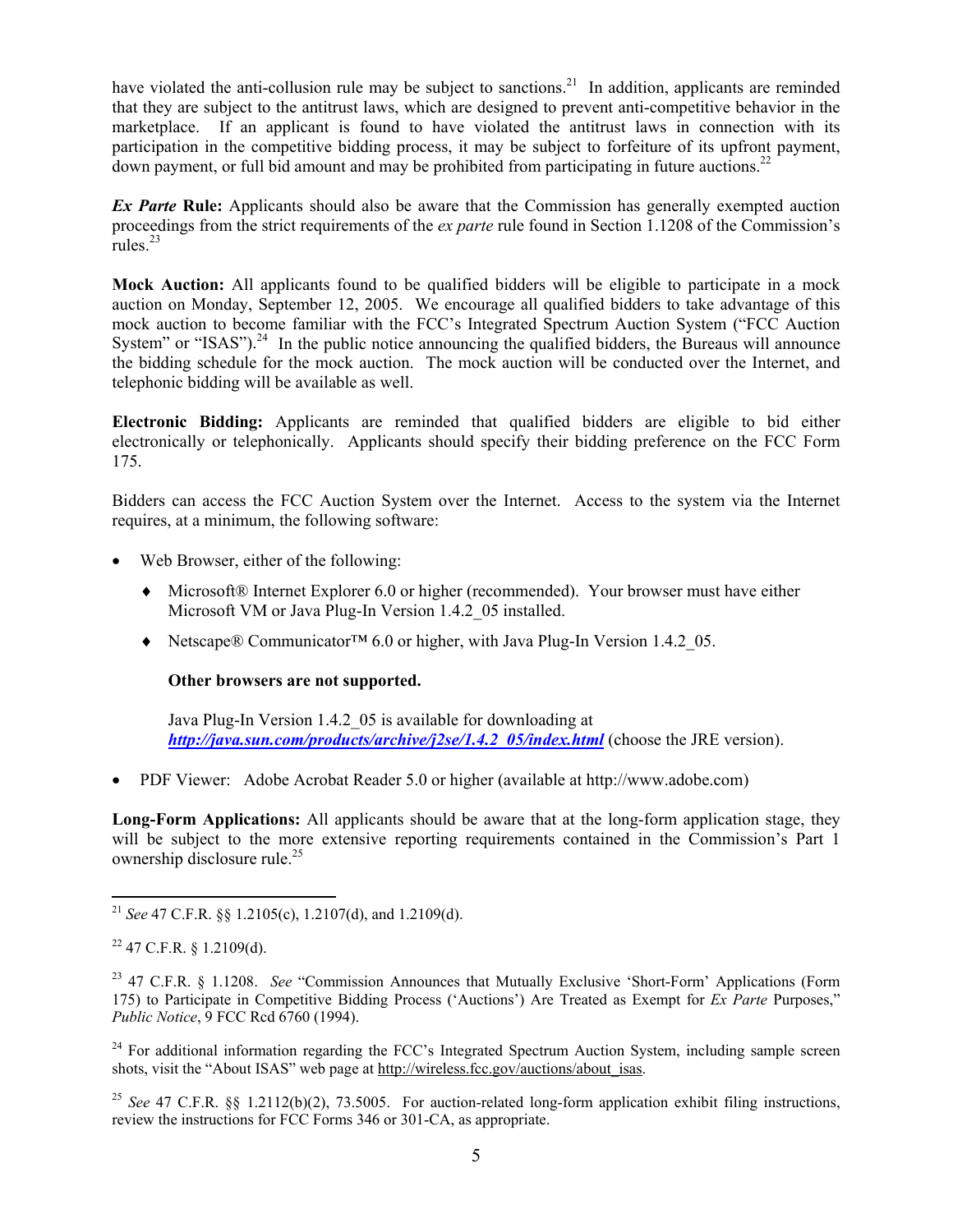have violated the anti-collusion rule may be subject to sanctions.[21] In addition, applicants are reminded that they are subject to the antitrust laws, which are designed to prevent anti-competitive behavior in the marketplace. If an applicant is found to have violated the antitrust laws in connection with its participation in the competitive bidding process, it may be subject to forfeiture of its upfront payment, down payment, or full bid amount and may be prohibited from participating in future auctions.[22]

***Ex Parte* Rule:** Applicants should also be aware that the Commission has generally exempted auction proceedings from the strict requirements of the *ex parte* rule found in Section 1.1208 of the Commission's rules.[23]

**Mock Auction:** All applicants found to be qualified bidders will be eligible to participate in a mock auction on Monday, September 12, 2005. We encourage all qualified bidders to take advantage of this mock auction to become familiar with the FCC's Integrated Spectrum Auction System ("FCC Auction System" or "ISAS").[24] In the public notice announcing the qualified bidders, the Bureaus will announce the bidding schedule for the mock auction. The mock auction will be conducted over the Internet, and telephonic bidding will be available as well.

**Electronic Bidding:** Applicants are reminded that qualified bidders are eligible to bid either electronically or telephonically. Applicants should specify their bidding preference on the FCC Form 175.

Bidders can access the FCC Auction System over the Internet. Access to the system via the Internet requires, at a minimum, the following software:

- Web Browser, either of the following:
  - ♦ Microsoft® Internet Explorer 6.0 or higher (recommended). Your browser must have either Microsoft VM or Java Plug-In Version 1.4.2_05 installed.
  - ♦ Netscape® Communicator™ 6.0 or higher, with Java Plug-In Version 1.4.2_05.

  **Other browsers are not supported.**

  Java Plug-In Version 1.4.2_05 is available for downloading at ***http://java.sun.com/products/archive/j2se/1.4.2_05/index.html*** (choose the JRE version).

- PDF Viewer: Adobe Acrobat Reader 5.0 or higher (available at http://www.adobe.com)

**Long-Form Applications:** All applicants should be aware that at the long-form application stage, they will be subject to the more extensive reporting requirements contained in the Commission's Part 1 ownership disclosure rule.[25]

---

[21] *See* 47 C.F.R. §§ 1.2105(c), 1.2107(d), and 1.2109(d).

[22] 47 C.F.R. § 1.2109(d).

[23] 47 C.F.R. § 1.1208. *See* "Commission Announces that Mutually Exclusive 'Short-Form' Applications (Form 175) to Participate in Competitive Bidding Process ('Auctions') Are Treated as Exempt for *Ex Parte* Purposes," *Public Notice*, 9 FCC Rcd 6760 (1994).

[24] For additional information regarding the FCC's Integrated Spectrum Auction System, including sample screen shots, visit the "About ISAS" web page at http://wireless.fcc.gov/auctions/about_isas.

[25] *See* 47 C.F.R. §§ 1.2112(b)(2), 73.5005. For auction-related long-form application exhibit filing instructions, review the instructions for FCC Forms 346 or 301-CA, as appropriate.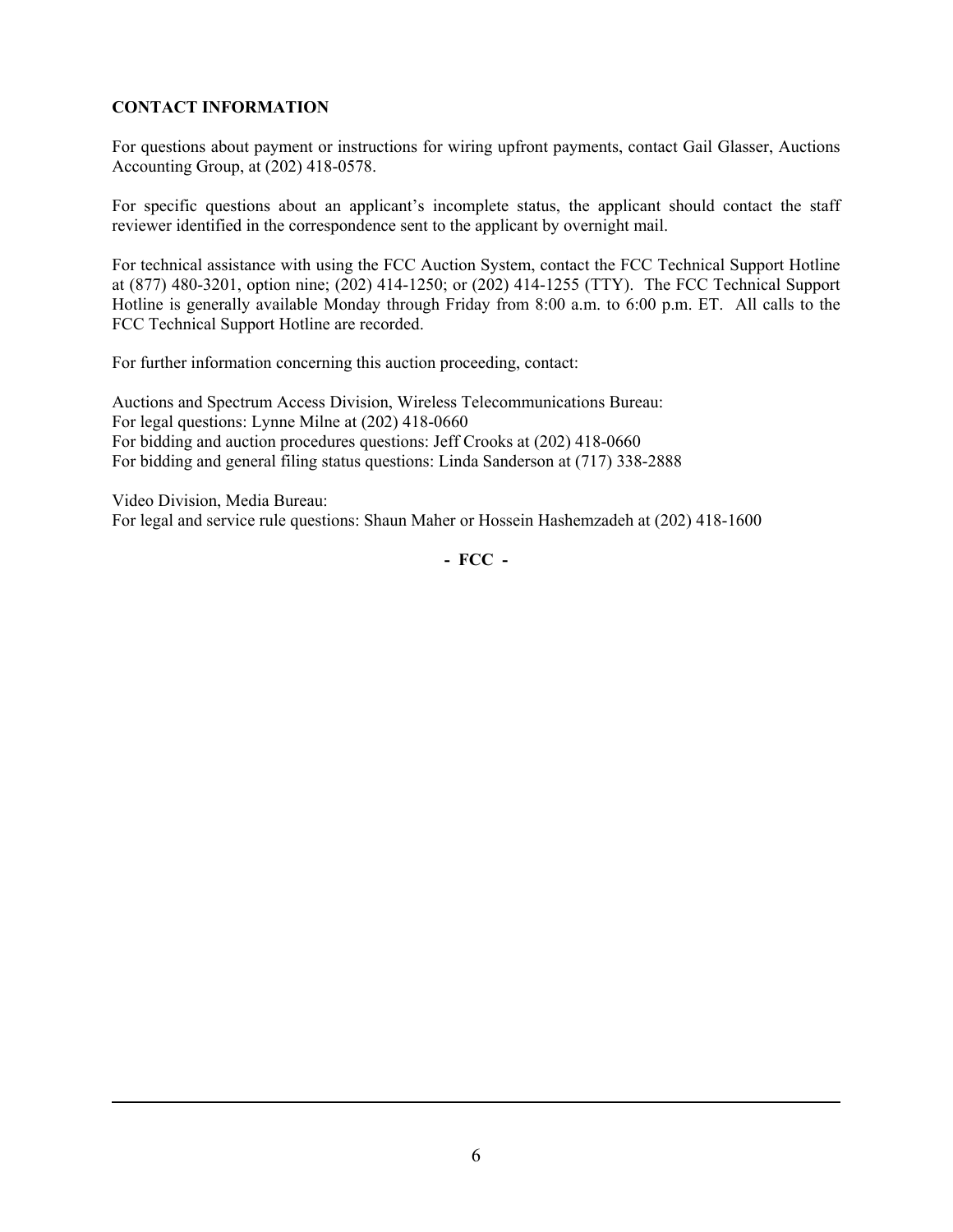**CONTACT INFORMATION**

For questions about payment or instructions for wiring upfront payments, contact Gail Glasser, Auctions Accounting Group, at (202) 418-0578.

For specific questions about an applicant's incomplete status, the applicant should contact the staff reviewer identified in the correspondence sent to the applicant by overnight mail.

For technical assistance with using the FCC Auction System, contact the FCC Technical Support Hotline at (877) 480-3201, option nine; (202) 414-1250; or (202) 414-1255 (TTY). The FCC Technical Support Hotline is generally available Monday through Friday from 8:00 a.m. to 6:00 p.m. ET. All calls to the FCC Technical Support Hotline are recorded.

For further information concerning this auction proceeding, contact:

Auctions and Spectrum Access Division, Wireless Telecommunications Bureau:
For legal questions: Lynne Milne at (202) 418-0660
For bidding and auction procedures questions: Jeff Crooks at (202) 418-0660
For bidding and general filing status questions: Linda Sanderson at (717) 338-2888

Video Division, Media Bureau:
For legal and service rule questions: Shaun Maher or Hossein Hashemzadeh at (202) 418-1600

**- FCC -**